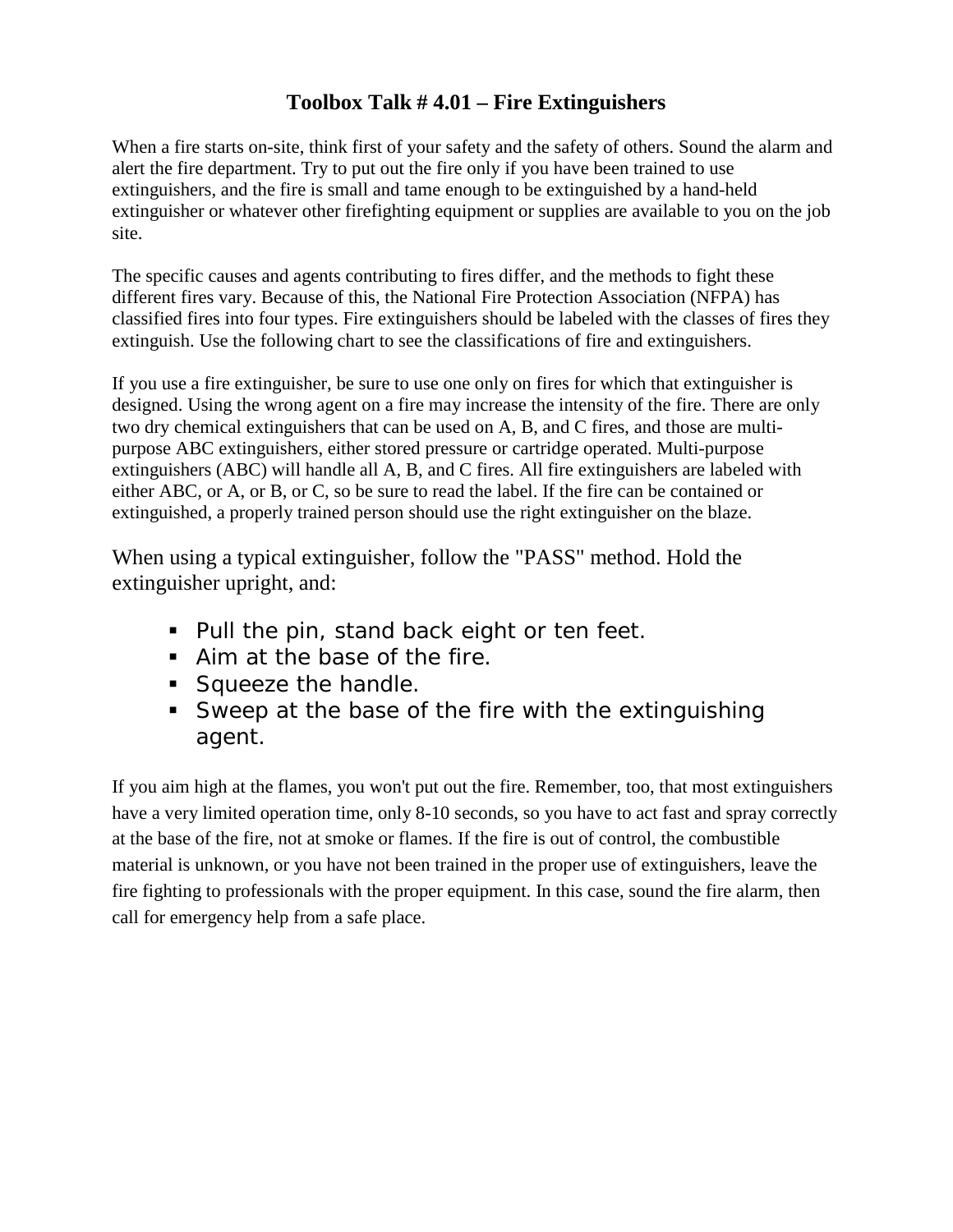# Toolbox Talk # 4.01 – Fire Extinguishers

When a fire starts on-site, think first of your safety and the safety of others. Sound the alarm and alert the fire department. Try to put out the fire only if you have been trained to use extinguishers, and the fire is small and tame enough to be extinguished by a hand-held extinguisher or whatever other firefighting equipment or supplies are available to you on the job site.

The specific causes and agents contributing to fires differ, and the methods to fight these different fires vary. Because of this, the National Fire Protection Association (NFPA) has classified fires into four types. Fire extinguishers should be labeled with the classes of fires they extinguish. Use the following chart to see the classifications of fire and extinguishers.

If you use a fire extinguisher, be sure to use one only on fires for which that extinguisher is designed. Using the wrong agent on a fire may increase the intensity of the fire. There are only two dry chemical extinguishers that can be used on A, B, and C fires, and those are multi-purpose ABC extinguishers, either stored pressure or cartridge operated. Multi-purpose extinguishers (ABC) will handle all A, B, and C fires. All fire extinguishers are labeled with either ABC, or A, or B, or C, so be sure to read the label. If the fire can be contained or extinguished, a properly trained person should use the right extinguisher on the blaze.

When using a typical extinguisher, follow the "PASS" method. Hold the extinguisher upright, and:

- Pull the pin, stand back eight or ten feet.
- Aim at the base of the fire.
- Squeeze the handle.
- Sweep at the base of the fire with the extinguishing agent.

If you aim high at the flames, you won't put out the fire. Remember, too, that most extinguishers have a very limited operation time, only 8-10 seconds, so you have to act fast and spray correctly at the base of the fire, not at smoke or flames. If the fire is out of control, the combustible material is unknown, or you have not been trained in the proper use of extinguishers, leave the fire fighting to professionals with the proper equipment. In this case, sound the fire alarm, then call for emergency help from a safe place.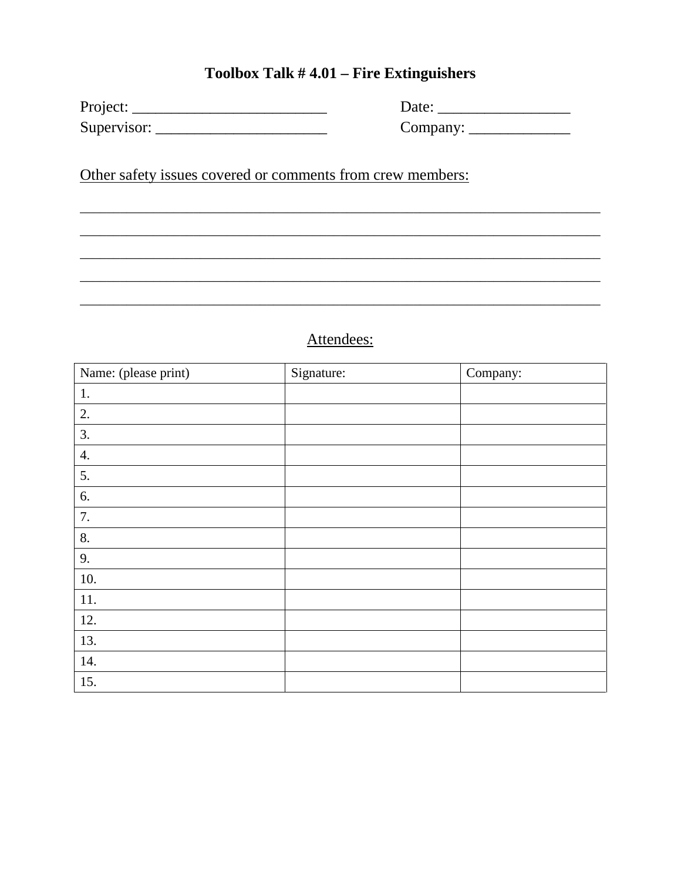# Toolbox Talk # 4.01 – Fire Extinguishers

Project: _________________________ Date: _________________

Supervisor: ______________________ Company: _____________

Other safety issues covered or comments from crew members:

_____________________________________________________________________

_____________________________________________________________________

_____________________________________________________________________

_____________________________________________________________________

_____________________________________________________________________

## Attendees:

| Name: (please print) | Signature: | Company: |
|---|---|---|
| 1. | | |
| 2. | | |
| 3. | | |
| 4. | | |
| 5. | | |
| 6. | | |
| 7. | | |
| 8. | | |
| 9. | | |
| 10. | | |
| 11. | | |
| 12. | | |
| 13. | | |
| 14. | | |
| 15. | | |